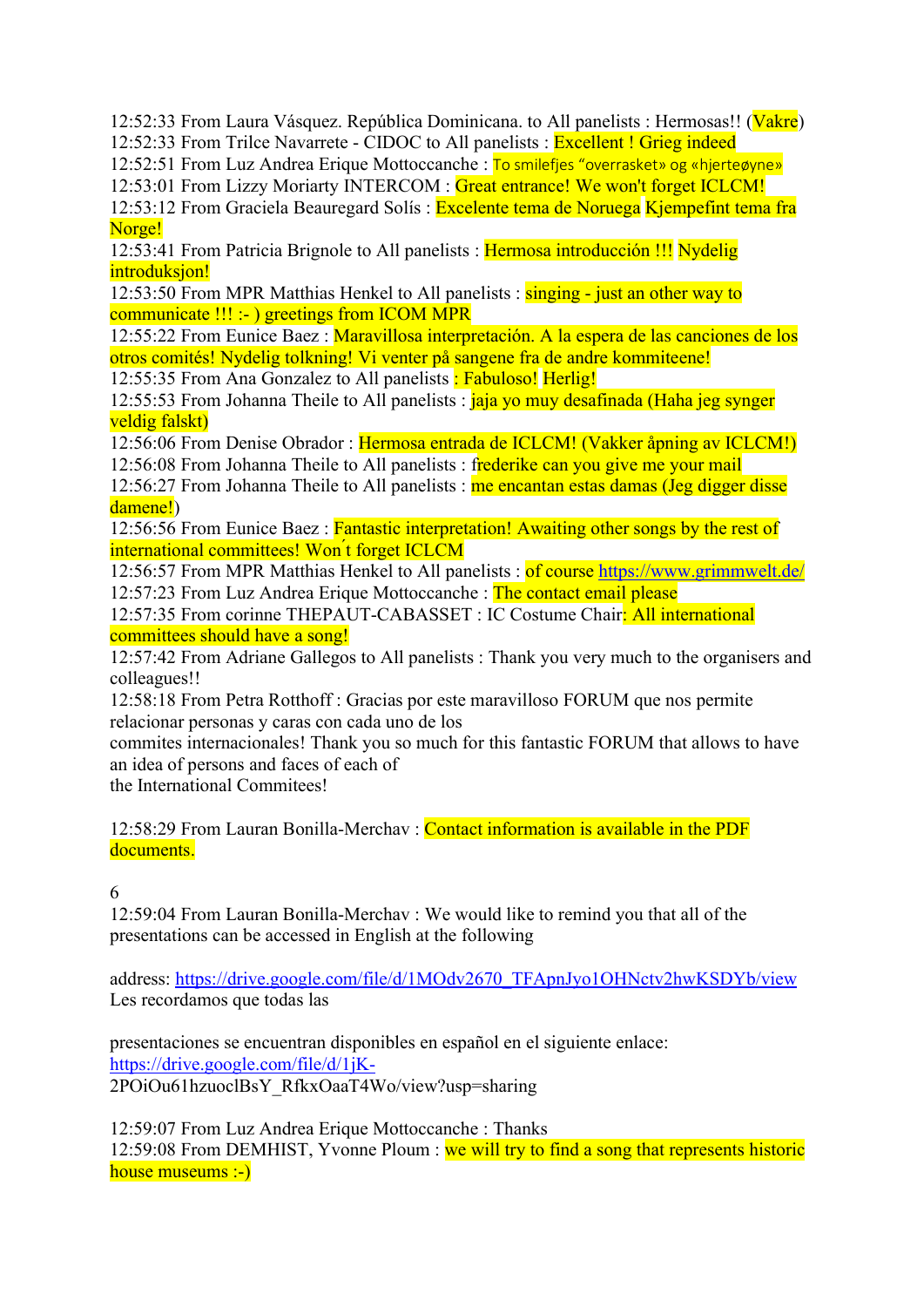12:52:33 From Laura Vásquez. República Dominicana. to All panelists : Hermosas!! (Vakre)
12:52:33 From Trilce Navarrete - CIDOC to All panelists : Excellent ! Grieg indeed
12:52:51 From Luz Andrea Erique Mottoccanche : To smilefjes "overrasket» og «hjerteøyne»
12:53:01 From Lizzy Moriarty INTERCOM : Great entrance! We won't forget ICLCM!
12:53:12 From Graciela Beauregard Solís : Excelente tema de Noruega Kjempefint tema fra Norge!
12:53:41 From Patricia Brignole to All panelists : Hermosa introducción !!! Nydelig introduksjon!
12:53:50 From MPR Matthias Henkel to All panelists : singing - just an other way to communicate !!! :- ) greetings from ICOM MPR
12:55:22 From Eunice Baez : Maravillosa interpretación. A la espera de las canciones de los otros comités! Nydelig tolkning! Vi venter på sangene fra de andre kommiteene!
12:55:35 From Ana Gonzalez to All panelists : Fabuloso! Herlig!
12:55:53 From Johanna Theile to All panelists : jaja yo muy desafinada (Haha jeg synger veldig falskt)
12:56:06 From Denise Obrador : Hermosa entrada de ICLCM! (Vakker åpning av ICLCM!)
12:56:08 From Johanna Theile to All panelists : frederike can you give me your mail
12:56:27 From Johanna Theile to All panelists : me encantan estas damas (Jeg digger disse damene!)
12:56:56 From Eunice Baez : Fantastic interpretation! Awaiting other songs by the rest of international committees! Won´t forget ICLCM
12:56:57 From MPR Matthias Henkel to All panelists : of course https://www.grimmwelt.de/
12:57:23 From Luz Andrea Erique Mottoccanche : The contact email please
12:57:35 From corinne THEPAUT-CABASSET : IC Costume Chair: All international committees should have a song!
12:57:42 From Adriane Gallegos to All panelists : Thank you very much to the organisers and colleagues!!
12:58:18 From Petra Rotthoff : Gracias por este maravilloso FORUM que nos permite relacionar personas y caras con cada uno de los
commites internacionales! Thank you so much for this fantastic FORUM that allows to have an idea of persons and faces of each of
the International Commitees!

12:58:29 From Lauran Bonilla-Merchav : Contact information is available in the PDF documents.

12:59:04 From Lauran Bonilla-Merchav : We would like to remind you that all of the presentations can be accessed in English at the following

address: https://drive.google.com/file/d/1MOdv2670_TFApnJyo1OHNctv2hwKSDYb/view
Les recordamos que todas las

presentaciones se encuentran disponibles en español en el siguiente enlace:
https://drive.google.com/file/d/1jK-
2POiOu61hzuoclBsY_RfkxOaaT4Wo/view?usp=sharing

12:59:07 From Luz Andrea Erique Mottoccanche : Thanks
12:59:08 From DEMHIST, Yvonne Ploum : we will try to find a song that represents historic house museums :-)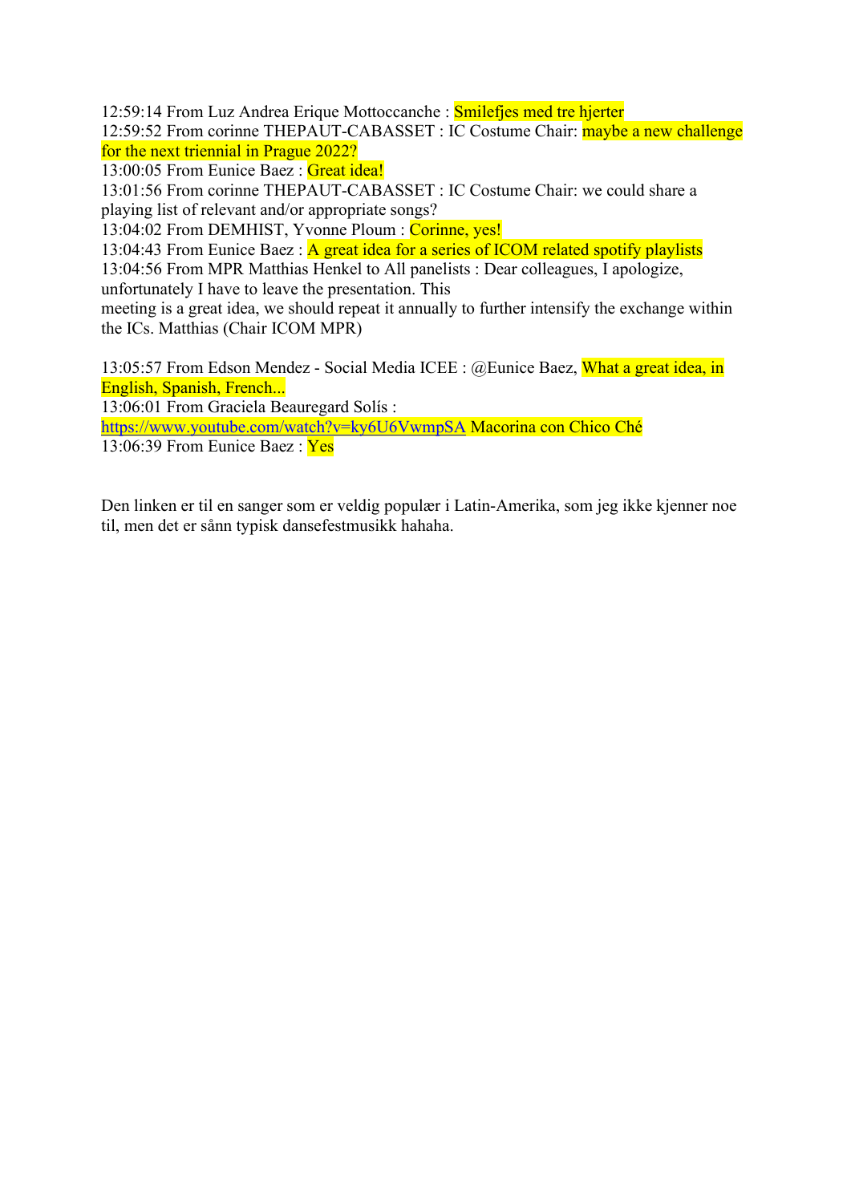12:59:14 From Luz Andrea Erique Mottoccanche : Smilefjes med tre hjerter
12:59:52 From corinne THEPAUT-CABASSET : IC Costume Chair: maybe a new challenge for the next triennial in Prague 2022?
13:00:05 From Eunice Baez : Great idea!
13:01:56 From corinne THEPAUT-CABASSET : IC Costume Chair: we could share a playing list of relevant and/or appropriate songs?
13:04:02 From DEMHIST, Yvonne Ploum : Corinne, yes!
13:04:43 From Eunice Baez : A great idea for a series of ICOM related spotify playlists
13:04:56 From MPR Matthias Henkel to All panelists : Dear colleagues, I apologize, unfortunately I have to leave the presentation. This
meeting is a great idea, we should repeat it annually to further intensify the exchange within the ICs. Matthias (Chair ICOM MPR)

13:05:57 From Edson Mendez - Social Media ICEE : @Eunice Baez, What a great idea, in English, Spanish, French...
13:06:01 From Graciela Beauregard Solís :
https://www.youtube.com/watch?v=ky6U6VwmpSA Macorina con Chico Ché
13:06:39 From Eunice Baez : Yes

Den linken er til en sanger som er veldig populær i Latin-Amerika, som jeg ikke kjenner noe til, men det er sånn typisk dansefestmusikk hahaha.